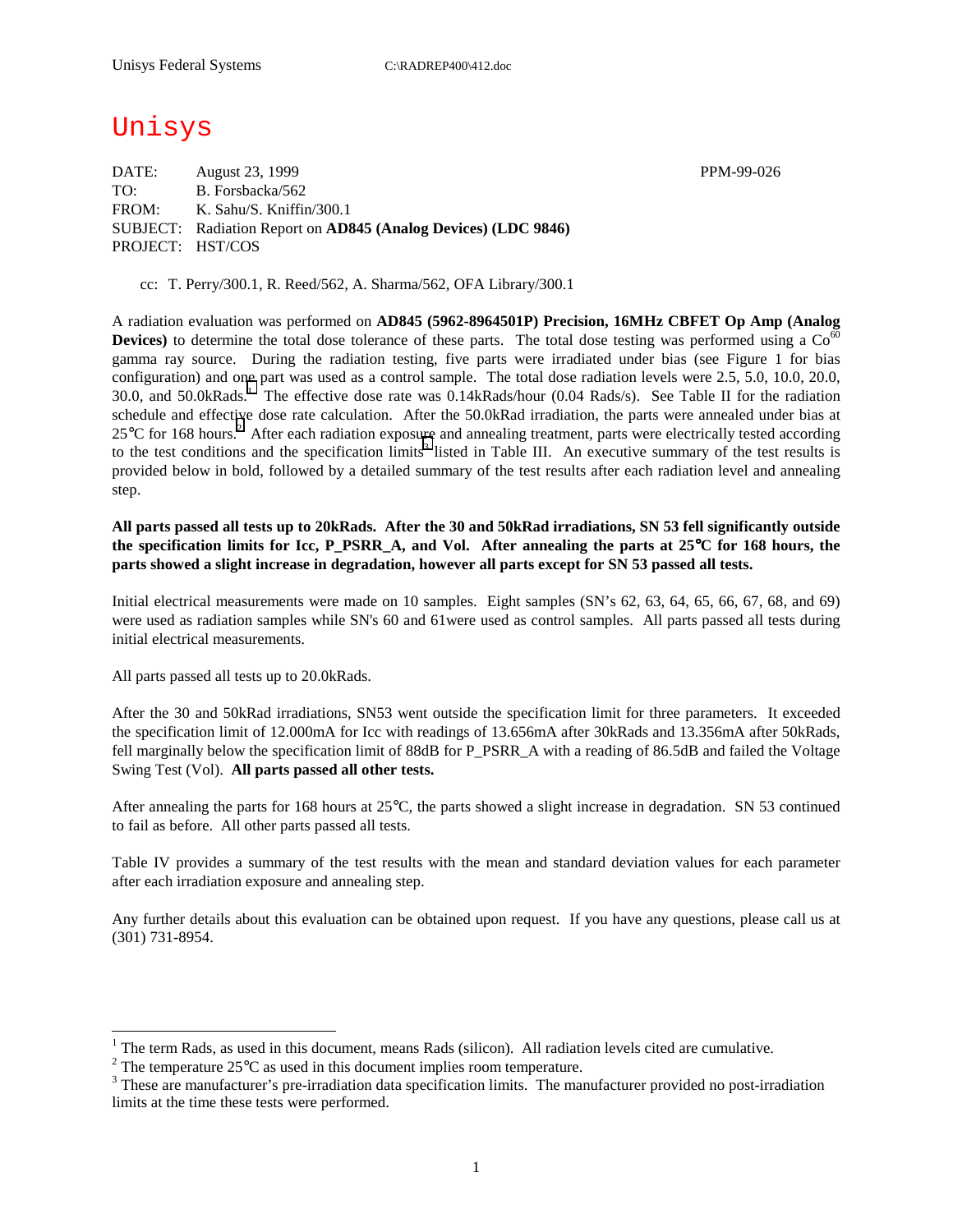Unisys Federal Systems C:\RADREP400\412.doc

# Unisys

DATE: August 23, 1999 PPM-99-026
TO: B. Forsbacka/562
FROM: K. Sahu/S. Kniffin/300.1
SUBJECT: Radiation Report on **AD845 (Analog Devices) (LDC 9846)**
PROJECT: HST/COS

cc: T. Perry/300.1, R. Reed/562, A. Sharma/562, OFA Library/300.1

A radiation evaluation was performed on **AD845 (5962-8964501P) Precision, 16MHz CBFET Op Amp (Analog Devices)** to determine the total dose tolerance of these parts. The total dose testing was performed using a $Co^{60}$ gamma ray source. During the radiation testing, five parts were irradiated under bias (see Figure 1 for bias configuration) and one part was used as a control sample. The total dose radiation levels were 2.5, 5.0, 10.0, 20.0, 30.0, and 50.0kRads.[1] The effective dose rate was 0.14kRads/hour (0.04 Rads/s). See Table II for the radiation schedule and effective dose rate calculation. After the 50.0kRad irradiation, the parts were annealed under bias at 25°C for 168 hours.[2] After each radiation exposure and annealing treatment, parts were electrically tested according to the test conditions and the specification limits[3] listed in Table III. An executive summary of the test results is provided below in bold, followed by a detailed summary of the test results after each radiation level and annealing step.

**All parts passed all tests up to 20kRads. After the 30 and 50kRad irradiations, SN 53 fell significantly outside the specification limits for Icc, P_PSRR_A, and Vol. After annealing the parts at 25°C for 168 hours, the parts showed a slight increase in degradation, however all parts except for SN 53 passed all tests.**

Initial electrical measurements were made on 10 samples. Eight samples (SN's 62, 63, 64, 65, 66, 67, 68, and 69) were used as radiation samples while SN's 60 and 61were used as control samples. All parts passed all tests during initial electrical measurements.

All parts passed all tests up to 20.0kRads.

After the 30 and 50kRad irradiations, SN53 went outside the specification limit for three parameters. It exceeded the specification limit of 12.000mA for Icc with readings of 13.656mA after 30kRads and 13.356mA after 50kRads, fell marginally below the specification limit of 88dB for P_PSRR_A with a reading of 86.5dB and failed the Voltage Swing Test (Vol). **All parts passed all other tests.**

After annealing the parts for 168 hours at 25°C, the parts showed a slight increase in degradation. SN 53 continued to fail as before. All other parts passed all tests.

Table IV provides a summary of the test results with the mean and standard deviation values for each parameter after each irradiation exposure and annealing step.

Any further details about this evaluation can be obtained upon request. If you have any questions, please call us at (301) 731-8954.

---

[1] The term Rads, as used in this document, means Rads (silicon). All radiation levels cited are cumulative.

[2] The temperature 25°C as used in this document implies room temperature.

[3] These are manufacturer's pre-irradiation data specification limits. The manufacturer provided no post-irradiation limits at the time these tests were performed.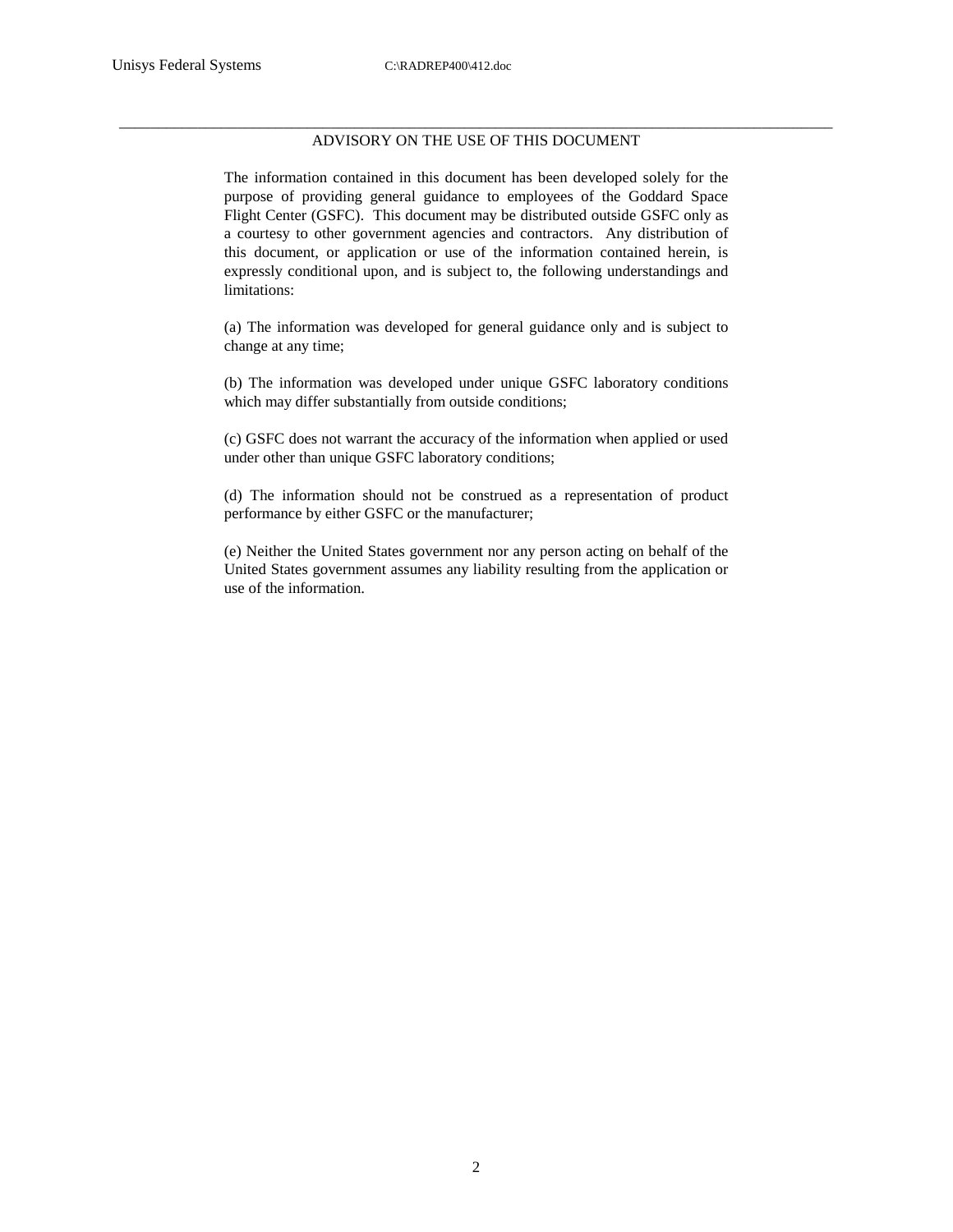## ADVISORY ON THE USE OF THIS DOCUMENT

The information contained in this document has been developed solely for the purpose of providing general guidance to employees of the Goddard Space Flight Center (GSFC). This document may be distributed outside GSFC only as a courtesy to other government agencies and contractors. Any distribution of this document, or application or use of the information contained herein, is expressly conditional upon, and is subject to, the following understandings and limitations:

(a) The information was developed for general guidance only and is subject to change at any time;

(b) The information was developed under unique GSFC laboratory conditions which may differ substantially from outside conditions;

(c) GSFC does not warrant the accuracy of the information when applied or used under other than unique GSFC laboratory conditions;

(d) The information should not be construed as a representation of product performance by either GSFC or the manufacturer;

(e) Neither the United States government nor any person acting on behalf of the United States government assumes any liability resulting from the application or use of the information.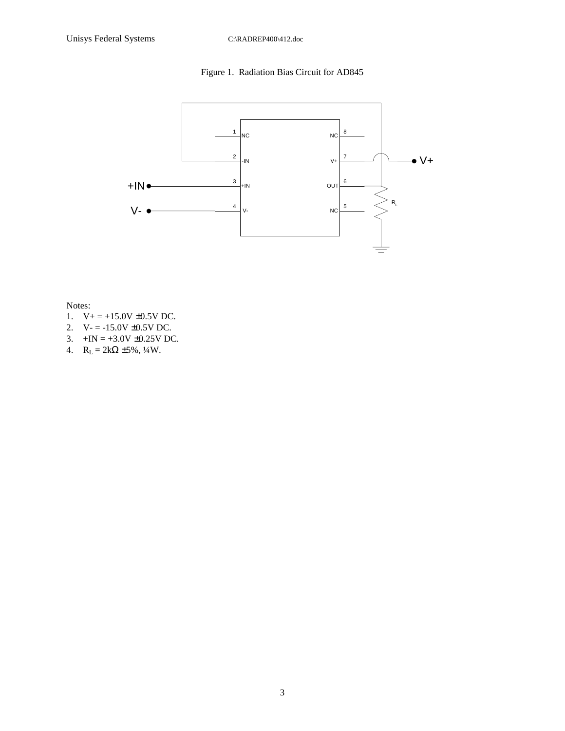Figure 1. Radiation Bias Circuit for AD845

Notes:
1. V+ = +15.0V ±0.5V DC.
2. V- = -15.0V ±0.5V DC.
3. +IN = +3.0V ±0.25V DC.
4. $R_L$ = 2kΩ ±5%, ¼W.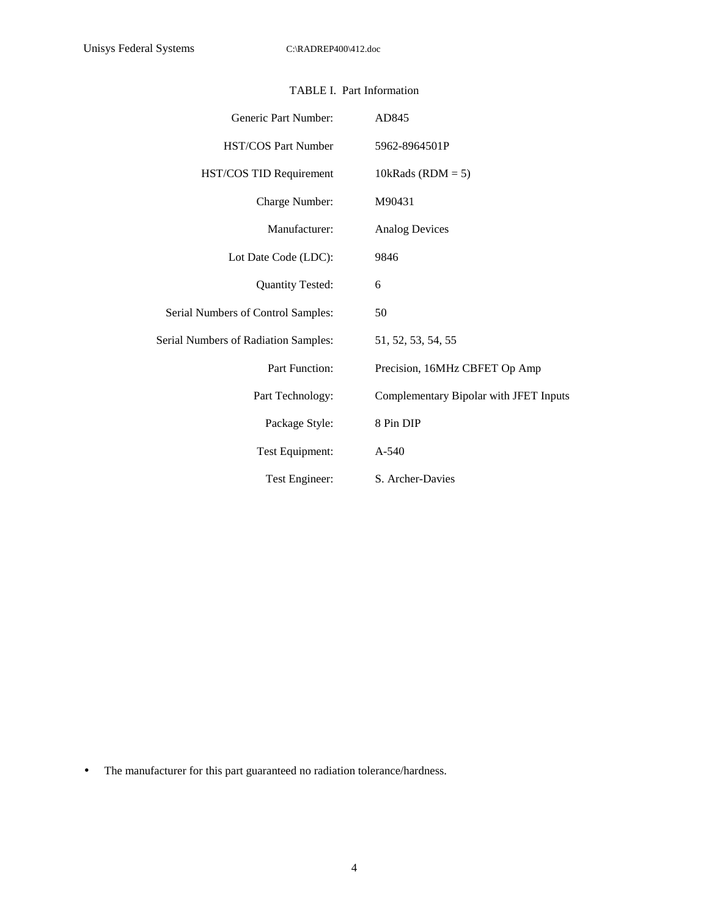TABLE I. Part Information

| | |
|---|---|
| Generic Part Number: | AD845 |
| HST/COS Part Number | 5962-8964501P |
| HST/COS TID Requirement | 10kRads (RDM = 5) |
| Charge Number: | M90431 |
| Manufacturer: | Analog Devices |
| Lot Date Code (LDC): | 9846 |
| Quantity Tested: | 6 |
| Serial Numbers of Control Samples: | 50 |
| Serial Numbers of Radiation Samples: | 51, 52, 53, 54, 55 |
| Part Function: | Precision, 16MHz CBFET Op Amp |
| Part Technology: | Complementary Bipolar with JFET Inputs |
| Package Style: | 8 Pin DIP |
| Test Equipment: | A-540 |
| Test Engineer: | S. Archer-Davies |

- The manufacturer for this part guaranteed no radiation tolerance/hardness.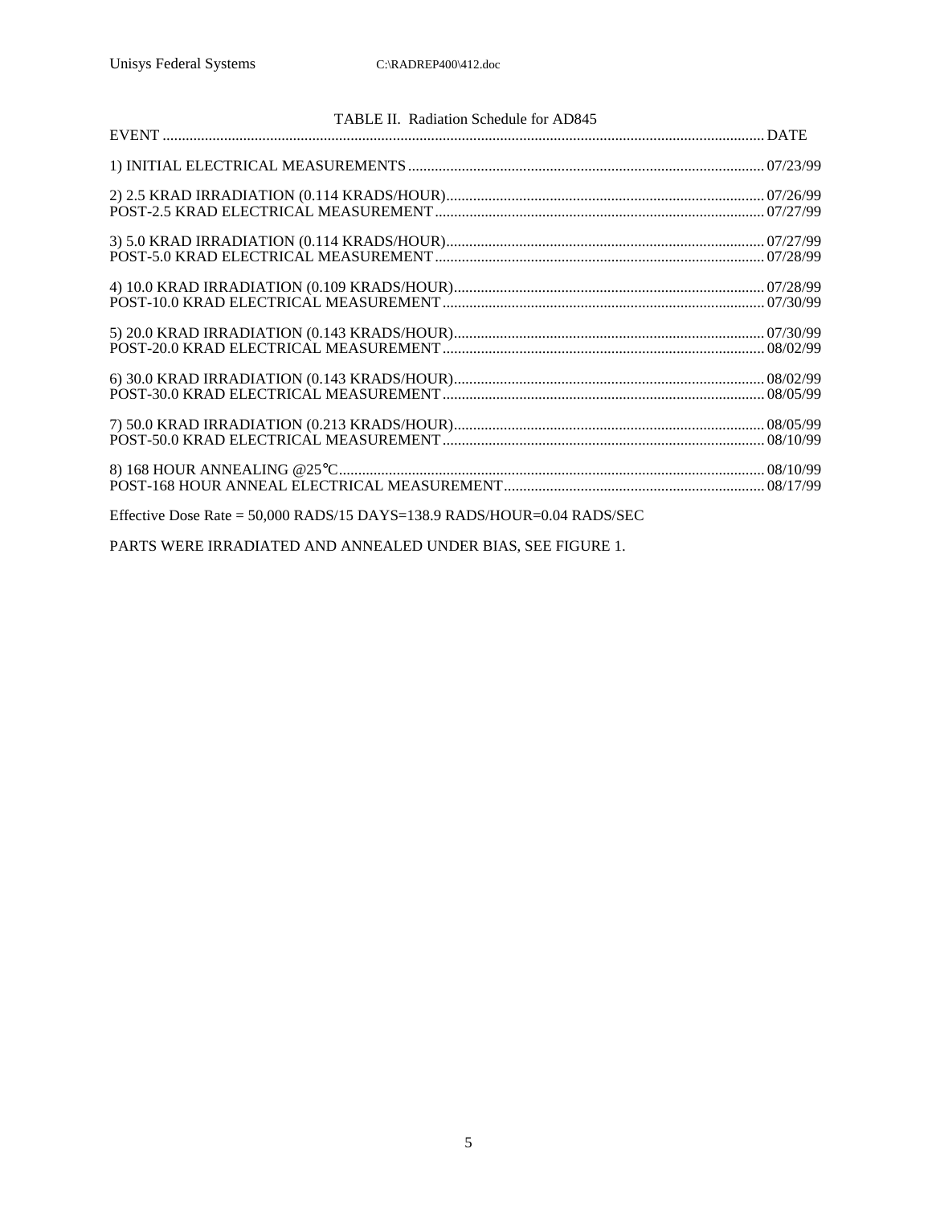TABLE II. Radiation Schedule for AD845

| EVENT | DATE |
|---|---|
| 1) INITIAL ELECTRICAL MEASUREMENTS | 07/23/99 |
| 2) 2.5 KRAD IRRADIATION (0.114 KRADS/HOUR) | 07/26/99 |
| POST-2.5 KRAD ELECTRICAL MEASUREMENT | 07/27/99 |
| 3) 5.0 KRAD IRRADIATION (0.114 KRADS/HOUR) | 07/27/99 |
| POST-5.0 KRAD ELECTRICAL MEASUREMENT | 07/28/99 |
| 4) 10.0 KRAD IRRADIATION (0.109 KRADS/HOUR) | 07/28/99 |
| POST-10.0 KRAD ELECTRICAL MEASUREMENT | 07/30/99 |
| 5) 20.0 KRAD IRRADIATION (0.143 KRADS/HOUR) | 07/30/99 |
| POST-20.0 KRAD ELECTRICAL MEASUREMENT | 08/02/99 |
| 6) 30.0 KRAD IRRADIATION (0.143 KRADS/HOUR) | 08/02/99 |
| POST-30.0 KRAD ELECTRICAL MEASUREMENT | 08/05/99 |
| 7) 50.0 KRAD IRRADIATION (0.213 KRADS/HOUR) | 08/05/99 |
| POST-50.0 KRAD ELECTRICAL MEASUREMENT | 08/10/99 |
| 8) 168 HOUR ANNEALING @25°C | 08/10/99 |
| POST-168 HOUR ANNEAL ELECTRICAL MEASUREMENT | 08/17/99 |

Effective Dose Rate = 50,000 RADS/15 DAYS=138.9 RADS/HOUR=0.04 RADS/SEC

PARTS WERE IRRADIATED AND ANNEALED UNDER BIAS, SEE FIGURE 1.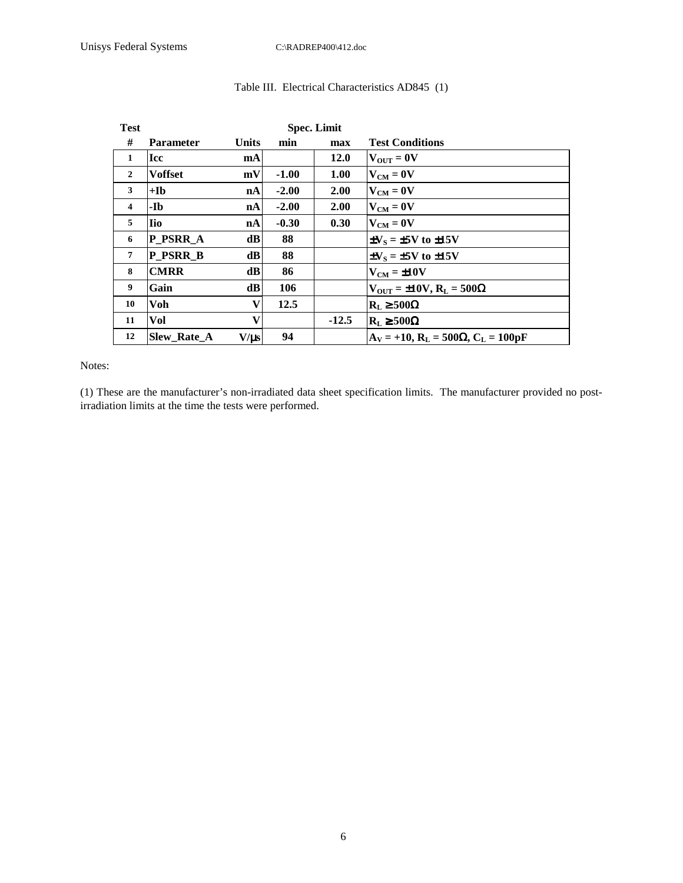Table III.  Electrical Characteristics AD845 (1)

| Test # | Parameter | Units | Spec. Limit min | Spec. Limit max | Test Conditions |
|---|---|---|---|---|---|
| 1 | Icc | mA | | 12.0 | $V_{OUT}$ = 0V |
| 2 | Voffset | mV | -1.00 | 1.00 | $V_{CM}$ = 0V |
| 3 | +Ib | nA | -2.00 | 2.00 | $V_{CM}$ = 0V |
| 4 | -Ib | nA | -2.00 | 2.00 | $V_{CM}$ = 0V |
| 5 | Iio | nA | -0.30 | 0.30 | $V_{CM}$ = 0V |
| 6 | P_PSRR_A | dB | 88 | | $\pm V_S = \pm 5V$ to $\pm 15V$ |
| 7 | P_PSRR_B | dB | 88 | | $\pm V_S = \pm 5V$ to $\pm 15V$ |
| 8 | CMRR | dB | 86 | | $V_{CM} = \pm 10V$ |
| 9 | Gain | dB | 106 | | $V_{OUT} = \pm 10V$, $R_L = 500\Omega$ |
| 10 | Voh | V | 12.5 | | $R_L \geq 500\Omega$ |
| 11 | Vol | V | | -12.5 | $R_L \geq 500\Omega$ |
| 12 | Slew_Rate_A | V/µs | 94 | | $A_V = +10$, $R_L = 500\Omega$, $C_L = 100pF$ |

Notes:

(1) These are the manufacturer's non-irradiated data sheet specification limits. The manufacturer provided no post-irradiation limits at the time the tests were performed.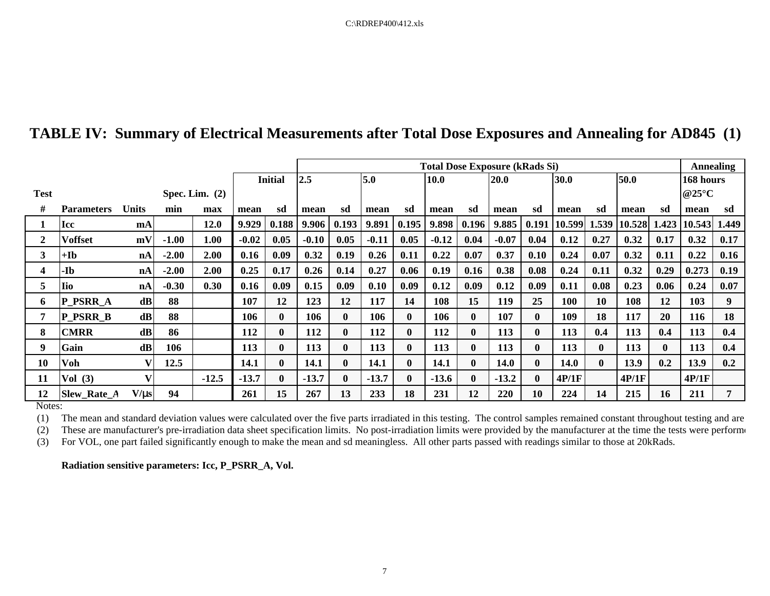# TABLE IV: Summary of Electrical Measurements after Total Dose Exposures and Annealing for AD845 (1)

| | | | | | | | Total Dose Exposure (kRads Si) | | | | | | | | | | | | | | Annealing | |
|---|---|---|---|---|---|---|---|---|---|---|---|---|---|---|---|---|---|---|---|---|---|---|
| | | | | | Initial | | 2.5 | | 5.0 | | 10.0 | | 20.0 | | 30.0 | | 50.0 | | | | 168 hours @25°C | |
| Test | | | Spec. Lim. (2) | | | | | | | | | | | | | | | | | | | |
| # | Parameters | Units | min | max | mean | sd | mean | sd | mean | sd | mean | sd | mean | sd | mean | sd | mean | sd | | | mean | sd |
| 1 | Icc | mA | | 12.0 | 9.929 | 0.188 | 9.906 | 0.193 | 9.891 | 0.195 | 9.898 | 0.196 | 9.885 | 0.191 | 10.599 | 1.539 | 10.528 | 1.423 | | | 10.543 | 1.449 |
| 2 | Voffset | mV | -1.00 | 1.00 | -0.02 | 0.05 | -0.10 | 0.05 | -0.11 | 0.05 | -0.12 | 0.04 | -0.07 | 0.04 | 0.12 | 0.27 | 0.32 | 0.17 | | | 0.32 | 0.17 |
| 3 | +Ib | nA | -2.00 | 2.00 | 0.16 | 0.09 | 0.32 | 0.19 | 0.26 | 0.11 | 0.22 | 0.07 | 0.37 | 0.10 | 0.24 | 0.07 | 0.32 | 0.11 | | | 0.22 | 0.16 |
| 4 | -Ib | nA | -2.00 | 2.00 | 0.25 | 0.17 | 0.26 | 0.14 | 0.27 | 0.06 | 0.19 | 0.16 | 0.38 | 0.08 | 0.24 | 0.11 | 0.32 | 0.29 | | | 0.273 | 0.19 |
| 5 | Iio | nA | -0.30 | 0.30 | 0.16 | 0.09 | 0.15 | 0.09 | 0.10 | 0.09 | 0.12 | 0.09 | 0.12 | 0.09 | 0.11 | 0.08 | 0.23 | 0.06 | | | 0.24 | 0.07 |
| 6 | P_PSRR_A | dB | 88 | | 107 | 12 | 123 | 12 | 117 | 14 | 108 | 15 | 119 | 25 | 100 | 10 | 108 | 12 | | | 103 | 9 |
| 7 | P_PSRR_B | dB | 88 | | 106 | 0 | 106 | 0 | 106 | 0 | 106 | 0 | 107 | 0 | 109 | 18 | 117 | 20 | | | 116 | 18 |
| 8 | CMRR | dB | 86 | | 112 | 0 | 112 | 0 | 112 | 0 | 112 | 0 | 113 | 0 | 113 | 0.4 | 113 | 0.4 | | | 113 | 0.4 |
| 9 | Gain | dB | 106 | | 113 | 0 | 113 | 0 | 113 | 0 | 113 | 0 | 113 | 0 | 113 | 0 | 113 | 0 | | | 113 | 0.4 |
| 10 | Voh | V | 12.5 | | 14.1 | 0 | 14.1 | 0 | 14.1 | 0 | 14.1 | 0 | 14.0 | 0 | 14.0 | 0 | 13.9 | 0.2 | | | 13.9 | 0.2 |
| 11 | Vol (3) | V | | -12.5 | -13.7 | 0 | -13.7 | 0 | -13.7 | 0 | -13.6 | 0 | -13.2 | 0 | 4P/1F | | 4P/1F | | | | 4P/1F | |
| 12 | Slew_Rate_A | V/µs | 94 | | 261 | 15 | 267 | 13 | 233 | 18 | 231 | 12 | 220 | 10 | 224 | 14 | 215 | 16 | | | 211 | 7 |

Notes:

(1) The mean and standard deviation values were calculated over the five parts irradiated in this testing. The control samples remained constant throughout testing and are

(2) These are manufacturer's pre-irradiation data sheet specification limits. No post-irradiation limits were provided by the manufacturer at the time the tests were perform

(3) For VOL, one part failed significantly enough to make the mean and sd meaningless. All other parts passed with readings similar to those at 20kRads.

**Radiation sensitive parameters: Icc, P_PSRR_A, Vol.**